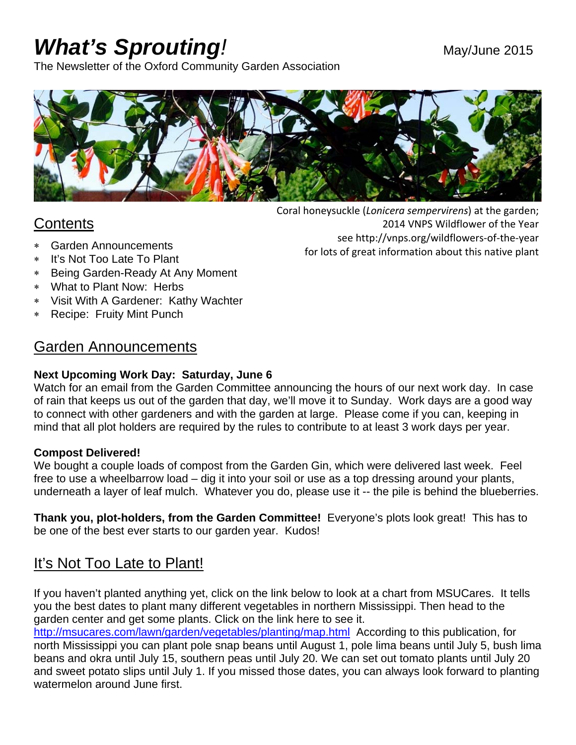# *What's Sprouting!*

May/June 2015

The Newsletter of the Oxford Community Garden Association

Coral honeysuckle (*Lonicera sempervirens*) at the garden; 2014 VNPS Wildflower of the Year see http://vnps.org/wildflowers-of-the-year for lots of great information about this native plant

## Contents

- Garden Announcements
- It's Not Too Late To Plant
- Being Garden-Ready At Any Moment
- What to Plant Now: Herbs
- Visit With A Gardener: Kathy Wachter
- Recipe: Fruity Mint Punch

## Garden Announcements

**Next Upcoming Work Day: Saturday, June 6**

Watch for an email from the Garden Committee announcing the hours of our next work day. In case of rain that keeps us out of the garden that day, we'll move it to Sunday. Work days are a good way to connect with other gardeners and with the garden at large. Please come if you can, keeping in mind that all plot holders are required by the rules to contribute to at least 3 work days per year.

**Compost Delivered!**

We bought a couple loads of compost from the Garden Gin, which were delivered last week. Feel free to use a wheelbarrow load – dig it into your soil or use as a top dressing around your plants, underneath a layer of leaf mulch. Whatever you do, please use it -- the pile is behind the blueberries.

**Thank you, plot-holders, from the Garden Committee!** Everyone's plots look great! This has to be one of the best ever starts to our garden year. Kudos!

## It's Not Too Late to Plant!

If you haven't planted anything yet, click on the link below to look at a chart from MSUCares. It tells you the best dates to plant many different vegetables in northern Mississippi. Then head to the garden center and get some plants. Click on the link here to see it. http://msucares.com/lawn/garden/vegetables/planting/map.html According to this publication, for north Mississippi you can plant pole snap beans until August 1, pole lima beans until July 5, bush lima beans and okra until July 15, southern peas until July 20. We can set out tomato plants until July 20 and sweet potato slips until July 1. If you missed those dates, you can always look forward to planting watermelon around June first.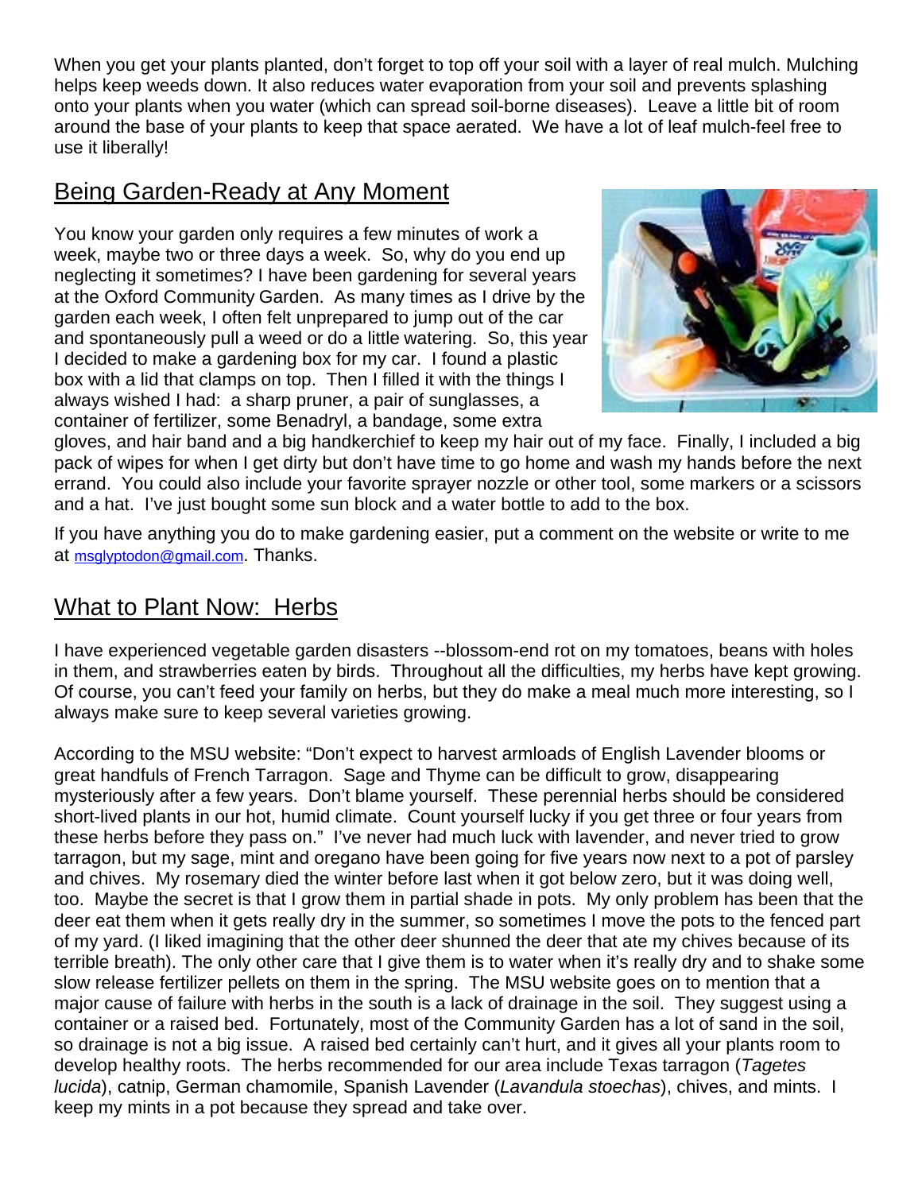When you get your plants planted, don't forget to top off your soil with a layer of real mulch. Mulching helps keep weeds down. It also reduces water evaporation from your soil and prevents splashing onto your plants when you water (which can spread soil-borne diseases). Leave a little bit of room around the base of your plants to keep that space aerated. We have a lot of leaf mulch-feel free to use it liberally!

## Being Garden-Ready at Any Moment

You know your garden only requires a few minutes of work a week, maybe two or three days a week. So, why do you end up neglecting it sometimes? I have been gardening for several years at the Oxford Community Garden. As many times as I drive by the garden each week, I often felt unprepared to jump out of the car and spontaneously pull a weed or do a little watering. So, this year I decided to make a gardening box for my car. I found a plastic box with a lid that clamps on top. Then I filled it with the things I always wished I had: a sharp pruner, a pair of sunglasses, a container of fertilizer, some Benadryl, a bandage, some extra gloves, and hair band and a big handkerchief to keep my hair out of my face. Finally, I included a big pack of wipes for when I get dirty but don't have time to go home and wash my hands before the next errand. You could also include your favorite sprayer nozzle or other tool, some markers or a scissors and a hat. I've just bought some sun block and a water bottle to add to the box.

If you have anything you do to make gardening easier, put a comment on the website or write to me at msglyptodon@gmail.com. Thanks.

## What to Plant Now: Herbs

I have experienced vegetable garden disasters --blossom-end rot on my tomatoes, beans with holes in them, and strawberries eaten by birds. Throughout all the difficulties, my herbs have kept growing. Of course, you can't feed your family on herbs, but they do make a meal much more interesting, so I always make sure to keep several varieties growing.

According to the MSU website: "Don't expect to harvest armloads of English Lavender blooms or great handfuls of French Tarragon. Sage and Thyme can be difficult to grow, disappearing mysteriously after a few years. Don't blame yourself. These perennial herbs should be considered short-lived plants in our hot, humid climate. Count yourself lucky if you get three or four years from these herbs before they pass on." I've never had much luck with lavender, and never tried to grow tarragon, but my sage, mint and oregano have been going for five years now next to a pot of parsley and chives. My rosemary died the winter before last when it got below zero, but it was doing well, too. Maybe the secret is that I grow them in partial shade in pots. My only problem has been that the deer eat them when it gets really dry in the summer, so sometimes I move the pots to the fenced part of my yard. (I liked imagining that the other deer shunned the deer that ate my chives because of its terrible breath). The only other care that I give them is to water when it's really dry and to shake some slow release fertilizer pellets on them in the spring. The MSU website goes on to mention that a major cause of failure with herbs in the south is a lack of drainage in the soil. They suggest using a container or a raised bed. Fortunately, most of the Community Garden has a lot of sand in the soil, so drainage is not a big issue. A raised bed certainly can't hurt, and it gives all your plants room to develop healthy roots. The herbs recommended for our area include Texas tarragon (*Tagetes lucida*), catnip, German chamomile, Spanish Lavender (*Lavandula stoechas*), chives, and mints. I keep my mints in a pot because they spread and take over.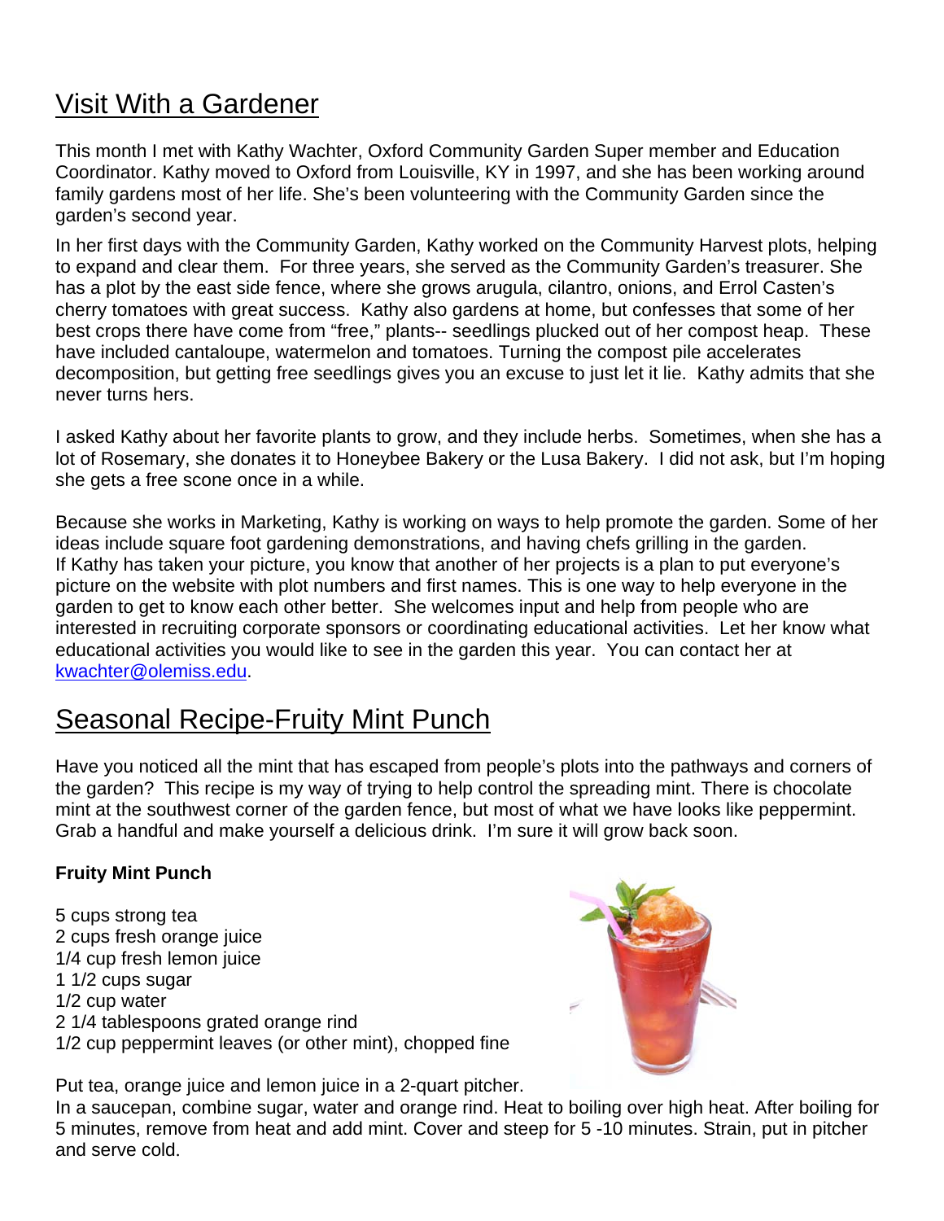## Visit With a Gardener

This month I met with Kathy Wachter, Oxford Community Garden Super member and Education Coordinator. Kathy moved to Oxford from Louisville, KY in 1997, and she has been working around family gardens most of her life. She's been volunteering with the Community Garden since the garden's second year.

In her first days with the Community Garden, Kathy worked on the Community Harvest plots, helping to expand and clear them. For three years, she served as the Community Garden's treasurer. She has a plot by the east side fence, where she grows arugula, cilantro, onions, and Errol Casten's cherry tomatoes with great success. Kathy also gardens at home, but confesses that some of her best crops there have come from "free," plants-- seedlings plucked out of her compost heap. These have included cantaloupe, watermelon and tomatoes. Turning the compost pile accelerates decomposition, but getting free seedlings gives you an excuse to just let it lie. Kathy admits that she never turns hers.

I asked Kathy about her favorite plants to grow, and they include herbs. Sometimes, when she has a lot of Rosemary, she donates it to Honeybee Bakery or the Lusa Bakery. I did not ask, but I'm hoping she gets a free scone once in a while.

Because she works in Marketing, Kathy is working on ways to help promote the garden. Some of her ideas include square foot gardening demonstrations, and having chefs grilling in the garden. If Kathy has taken your picture, you know that another of her projects is a plan to put everyone's picture on the website with plot numbers and first names. This is one way to help everyone in the garden to get to know each other better. She welcomes input and help from people who are interested in recruiting corporate sponsors or coordinating educational activities. Let her know what educational activities you would like to see in the garden this year. You can contact her at kwachter@olemiss.edu.

## Seasonal Recipe-Fruity Mint Punch

Have you noticed all the mint that has escaped from people's plots into the pathways and corners of the garden? This recipe is my way of trying to help control the spreading mint. There is chocolate mint at the southwest corner of the garden fence, but most of what we have looks like peppermint. Grab a handful and make yourself a delicious drink. I'm sure it will grow back soon.

**Fruity Mint Punch**

5 cups strong tea
2 cups fresh orange juice
1/4 cup fresh lemon juice
1 1/2 cups sugar
1/2 cup water
2 1/4 tablespoons grated orange rind
1/2 cup peppermint leaves (or other mint), chopped fine

Put tea, orange juice and lemon juice in a 2-quart pitcher.
In a saucepan, combine sugar, water and orange rind. Heat to boiling over high heat. After boiling for 5 minutes, remove from heat and add mint. Cover and steep for 5 -10 minutes. Strain, put in pitcher and serve cold.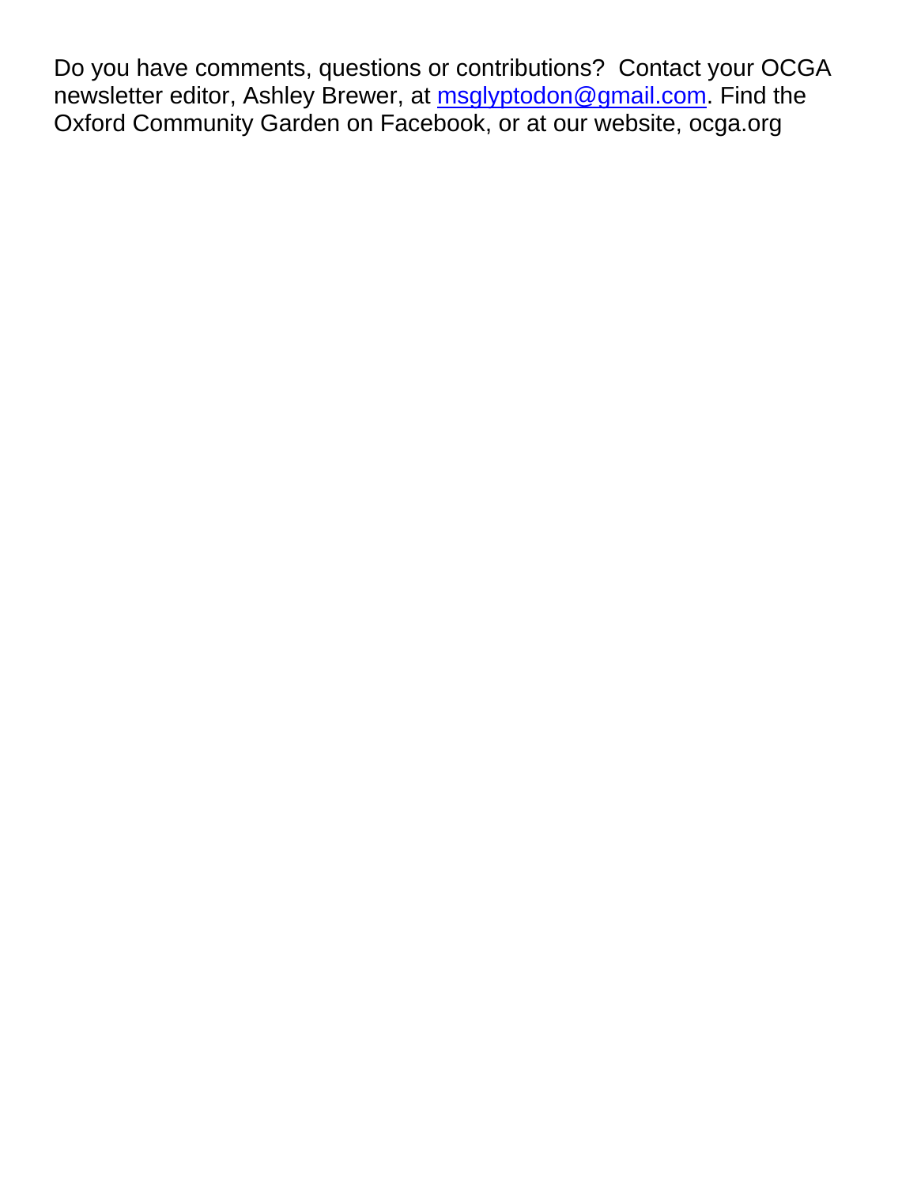Do you have comments, questions or contributions? Contact your OCGA newsletter editor, Ashley Brewer, at [msglyptodon@gmail.com](mailto:msglyptodon@gmail.com). Find the Oxford Community Garden on Facebook, or at our website, ocga.org